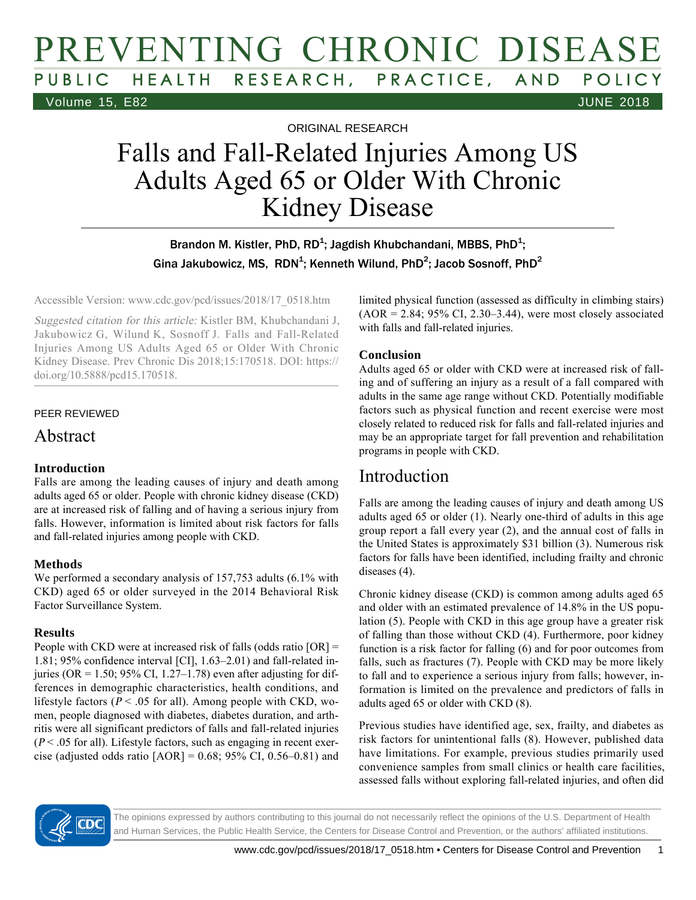ORIGINAL RESEARCH

# Falls and Fall-Related Injuries Among US Adults Aged 65 or Older With Chronic Kidney Disease

Brandon M. Kistler, PhD, RD[1]; Jagdish Khubchandani, MBBS, PhD[1]; Gina Jakubowicz, MS, RDN[1]; Kenneth Wilund, PhD[2]; Jacob Sosnoff, PhD[2]

Accessible Version: www.cdc.gov/pcd/issues/2018/17_0518.htm

*Suggested citation for this article:* Kistler BM, Khubchandani J, Jakubowicz G, Wilund K, Sosnoff J. Falls and Fall-Related Injuries Among US Adults Aged 65 or Older With Chronic Kidney Disease. Prev Chronic Dis 2018;15:170518. DOI: https://doi.org/10.5888/pcd15.170518.

PEER REVIEWED

## Abstract

### Introduction

Falls are among the leading causes of injury and death among adults aged 65 or older. People with chronic kidney disease (CKD) are at increased risk of falling and of having a serious injury from falls. However, information is limited about risk factors for falls and fall-related injuries among people with CKD.

### Methods

We performed a secondary analysis of 157,753 adults (6.1% with CKD) aged 65 or older surveyed in the 2014 Behavioral Risk Factor Surveillance System.

### Results

People with CKD were at increased risk of falls (odds ratio [OR] = 1.81; 95% confidence interval [CI], 1.63–2.01) and fall-related injuries (OR = 1.50; 95% CI, 1.27–1.78) even after adjusting for differences in demographic characteristics, health conditions, and lifestyle factors ($P < .05$ for all). Among people with CKD, women, people diagnosed with diabetes, diabetes duration, and arthritis were all significant predictors of falls and fall-related injuries ($P < .05$ for all). Lifestyle factors, such as engaging in recent exercise (adjusted odds ratio [AOR] = 0.68; 95% CI, 0.56–0.81) and limited physical function (assessed as difficulty in climbing stairs) (AOR = 2.84; 95% CI, 2.30–3.44), were most closely associated with falls and fall-related injuries.

### Conclusion

Adults aged 65 or older with CKD were at increased risk of falling and of suffering an injury as a result of a fall compared with adults in the same age range without CKD. Potentially modifiable factors such as physical function and recent exercise were most closely related to reduced risk for falls and fall-related injuries and may be an appropriate target for fall prevention and rehabilitation programs in people with CKD.

## Introduction

Falls are among the leading causes of injury and death among US adults aged 65 or older (1). Nearly one-third of adults in this age group report a fall every year (2), and the annual cost of falls in the United States is approximately $31 billion (3). Numerous risk factors for falls have been identified, including frailty and chronic diseases (4).

Chronic kidney disease (CKD) is common among adults aged 65 and older with an estimated prevalence of 14.8% in the US population (5). People with CKD in this age group have a greater risk of falling than those without CKD (4). Furthermore, poor kidney function is a risk factor for falling (6) and for poor outcomes from falls, such as fractures (7). People with CKD may be more likely to fall and to experience a serious injury from falls; however, information is limited on the prevalence and predictors of falls in adults aged 65 or older with CKD (8).

Previous studies have identified age, sex, frailty, and diabetes as risk factors for unintentional falls (8). However, published data have limitations. For example, previous studies primarily used convenience samples from small clinics or health care facilities, assessed falls without exploring fall-related injuries, and often did

The opinions expressed by authors contributing to this journal do not necessarily reflect the opinions of the U.S. Department of Health and Human Services, the Public Health Service, the Centers for Disease Control and Prevention, or the authors' affiliated institutions.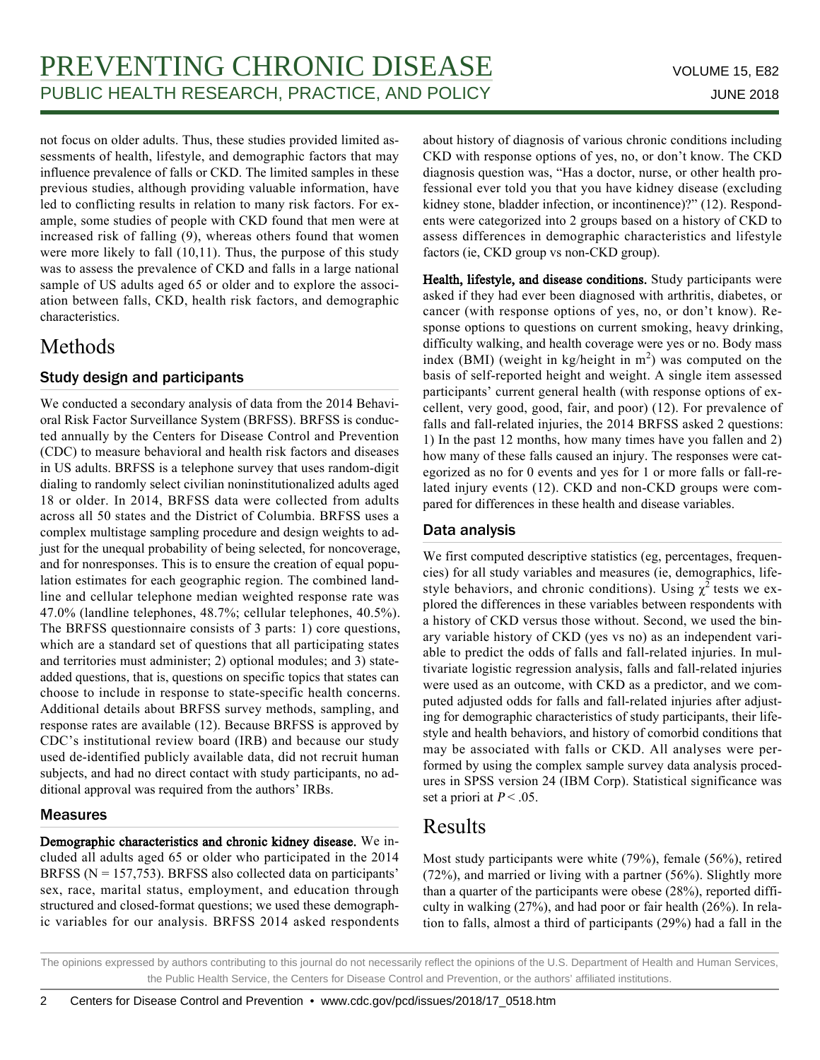not focus on older adults. Thus, these studies provided limited assessments of health, lifestyle, and demographic factors that may influence prevalence of falls or CKD. The limited samples in these previous studies, although providing valuable information, have led to conflicting results in relation to many risk factors. For example, some studies of people with CKD found that men were at increased risk of falling (9), whereas others found that women were more likely to fall (10,11). Thus, the purpose of this study was to assess the prevalence of CKD and falls in a large national sample of US adults aged 65 or older and to explore the association between falls, CKD, health risk factors, and demographic characteristics.

# Methods

## Study design and participants

We conducted a secondary analysis of data from the 2014 Behavioral Risk Factor Surveillance System (BRFSS). BRFSS is conducted annually by the Centers for Disease Control and Prevention (CDC) to measure behavioral and health risk factors and diseases in US adults. BRFSS is a telephone survey that uses random-digit dialing to randomly select civilian noninstitutionalized adults aged 18 or older. In 2014, BRFSS data were collected from adults across all 50 states and the District of Columbia. BRFSS uses a complex multistage sampling procedure and design weights to adjust for the unequal probability of being selected, for noncoverage, and for nonresponses. This is to ensure the creation of equal population estimates for each geographic region. The combined landline and cellular telephone median weighted response rate was 47.0% (landline telephones, 48.7%; cellular telephones, 40.5%). The BRFSS questionnaire consists of 3 parts: 1) core questions, which are a standard set of questions that all participating states and territories must administer; 2) optional modules; and 3) state-added questions, that is, questions on specific topics that states can choose to include in response to state-specific health concerns. Additional details about BRFSS survey methods, sampling, and response rates are available (12). Because BRFSS is approved by CDC's institutional review board (IRB) and because our study used de-identified publicly available data, did not recruit human subjects, and had no direct contact with study participants, no additional approval was required from the authors' IRBs.

## Measures

**Demographic characteristics and chronic kidney disease.** We included all adults aged 65 or older who participated in the 2014 BRFSS (N = 157,753). BRFSS also collected data on participants' sex, race, marital status, employment, and education through structured and closed-format questions; we used these demographic variables for our analysis. BRFSS 2014 asked respondents about history of diagnosis of various chronic conditions including CKD with response options of yes, no, or don't know. The CKD diagnosis question was, "Has a doctor, nurse, or other health professional ever told you that you have kidney disease (excluding kidney stone, bladder infection, or incontinence)?" (12). Respondents were categorized into 2 groups based on a history of CKD to assess differences in demographic characteristics and lifestyle factors (ie, CKD group vs non-CKD group).

**Health, lifestyle, and disease conditions.** Study participants were asked if they had ever been diagnosed with arthritis, diabetes, or cancer (with response options of yes, no, or don't know). Response options to questions on current smoking, heavy drinking, difficulty walking, and health coverage were yes or no. Body mass index (BMI) (weight in kg/height in $m^2$) was computed on the basis of self-reported height and weight. A single item assessed participants' current general health (with response options of excellent, very good, good, fair, and poor) (12). For prevalence of falls and fall-related injuries, the 2014 BRFSS asked 2 questions: 1) In the past 12 months, how many times have you fallen and 2) how many of these falls caused an injury. The responses were categorized as no for 0 events and yes for 1 or more falls or fall-related injury events (12). CKD and non-CKD groups were compared for differences in these health and disease variables.

## Data analysis

We first computed descriptive statistics (eg, percentages, frequencies) for all study variables and measures (ie, demographics, lifestyle behaviors, and chronic conditions). Using $\chi^2$ tests we explored the differences in these variables between respondents with a history of CKD versus those without. Second, we used the binary variable history of CKD (yes vs no) as an independent variable to predict the odds of falls and fall-related injuries. In multivariate logistic regression analysis, falls and fall-related injuries were used as an outcome, with CKD as a predictor, and we computed adjusted odds for falls and fall-related injuries after adjusting for demographic characteristics of study participants, their lifestyle and health behaviors, and history of comorbid conditions that may be associated with falls or CKD. All analyses were performed by using the complex sample survey data analysis procedures in SPSS version 24 (IBM Corp). Statistical significance was set a priori at $P < .05$.

# Results

Most study participants were white (79%), female (56%), retired (72%), and married or living with a partner (56%). Slightly more than a quarter of the participants were obese (28%), reported difficulty in walking (27%), and had poor or fair health (26%). In relation to falls, almost a third of participants (29%) had a fall in the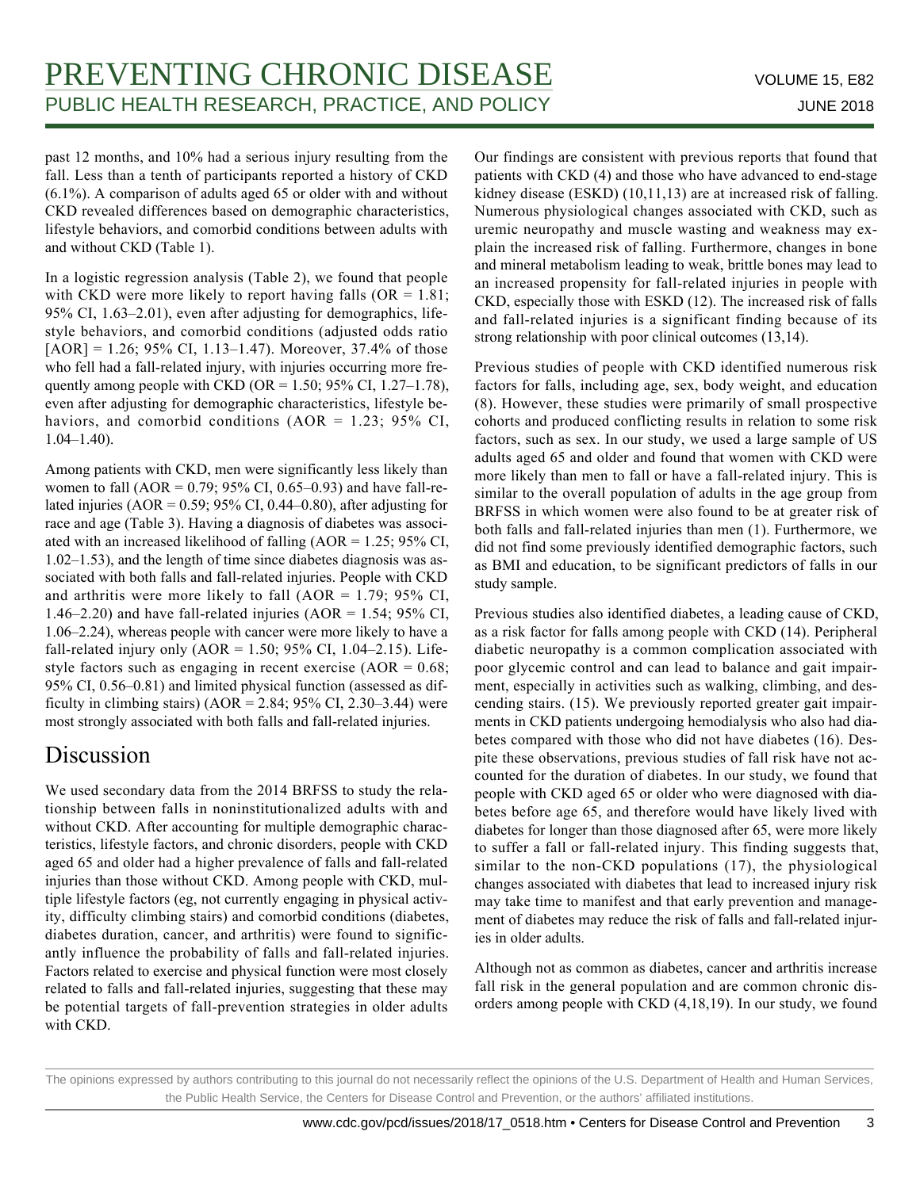past 12 months, and 10% had a serious injury resulting from the fall. Less than a tenth of participants reported a history of CKD (6.1%). A comparison of adults aged 65 or older with and without CKD revealed differences based on demographic characteristics, lifestyle behaviors, and comorbid conditions between adults with and without CKD (Table 1).

In a logistic regression analysis (Table 2), we found that people with CKD were more likely to report having falls (OR = 1.81; 95% CI, 1.63–2.01), even after adjusting for demographics, lifestyle behaviors, and comorbid conditions (adjusted odds ratio [AOR] = 1.26; 95% CI, 1.13–1.47). Moreover, 37.4% of those who fell had a fall-related injury, with injuries occurring more frequently among people with CKD (OR = 1.50; 95% CI, 1.27–1.78), even after adjusting for demographic characteristics, lifestyle behaviors, and comorbid conditions (AOR = 1.23; 95% CI, 1.04–1.40).

Among patients with CKD, men were significantly less likely than women to fall (AOR = 0.79; 95% CI, 0.65–0.93) and have fall-related injuries (AOR = 0.59; 95% CI, 0.44–0.80), after adjusting for race and age (Table 3). Having a diagnosis of diabetes was associated with an increased likelihood of falling (AOR = 1.25; 95% CI, 1.02–1.53), and the length of time since diabetes diagnosis was associated with both falls and fall-related injuries. People with CKD and arthritis were more likely to fall (AOR = 1.79; 95% CI, 1.46–2.20) and have fall-related injuries (AOR = 1.54; 95% CI, 1.06–2.24), whereas people with cancer were more likely to have a fall-related injury only (AOR = 1.50; 95% CI, 1.04–2.15). Lifestyle factors such as engaging in recent exercise (AOR = 0.68; 95% CI, 0.56–0.81) and limited physical function (assessed as difficulty in climbing stairs) (AOR = 2.84; 95% CI, 2.30–3.44) were most strongly associated with both falls and fall-related injuries.

# Discussion

We used secondary data from the 2014 BRFSS to study the relationship between falls in noninstitutionalized adults with and without CKD. After accounting for multiple demographic characteristics, lifestyle factors, and chronic disorders, people with CKD aged 65 and older had a higher prevalence of falls and fall-related injuries than those without CKD. Among people with CKD, multiple lifestyle factors (eg, not currently engaging in physical activity, difficulty climbing stairs) and comorbid conditions (diabetes, diabetes duration, cancer, and arthritis) were found to significantly influence the probability of falls and fall-related injuries. Factors related to exercise and physical function were most closely related to falls and fall-related injuries, suggesting that these may be potential targets of fall-prevention strategies in older adults with CKD.

Our findings are consistent with previous reports that found that patients with CKD (4) and those who have advanced to end-stage kidney disease (ESKD) (10,11,13) are at increased risk of falling. Numerous physiological changes associated with CKD, such as uremic neuropathy and muscle wasting and weakness may explain the increased risk of falling. Furthermore, changes in bone and mineral metabolism leading to weak, brittle bones may lead to an increased propensity for fall-related injuries in people with CKD, especially those with ESKD (12). The increased risk of falls and fall-related injuries is a significant finding because of its strong relationship with poor clinical outcomes (13,14).

Previous studies of people with CKD identified numerous risk factors for falls, including age, sex, body weight, and education (8). However, these studies were primarily of small prospective cohorts and produced conflicting results in relation to some risk factors, such as sex. In our study, we used a large sample of US adults aged 65 and older and found that women with CKD were more likely than men to fall or have a fall-related injury. This is similar to the overall population of adults in the age group from BRFSS in which women were also found to be at greater risk of both falls and fall-related injuries than men (1). Furthermore, we did not find some previously identified demographic factors, such as BMI and education, to be significant predictors of falls in our study sample.

Previous studies also identified diabetes, a leading cause of CKD, as a risk factor for falls among people with CKD (14). Peripheral diabetic neuropathy is a common complication associated with poor glycemic control and can lead to balance and gait impairment, especially in activities such as walking, climbing, and descending stairs. (15). We previously reported greater gait impairments in CKD patients undergoing hemodialysis who also had diabetes compared with those who did not have diabetes (16). Despite these observations, previous studies of fall risk have not accounted for the duration of diabetes. In our study, we found that people with CKD aged 65 or older who were diagnosed with diabetes before age 65, and therefore would have likely lived with diabetes for longer than those diagnosed after 65, were more likely to suffer a fall or fall-related injury. This finding suggests that, similar to the non-CKD populations (17), the physiological changes associated with diabetes that lead to increased injury risk may take time to manifest and that early prevention and management of diabetes may reduce the risk of falls and fall-related injuries in older adults.

Although not as common as diabetes, cancer and arthritis increase fall risk in the general population and are common chronic disorders among people with CKD (4,18,19). In our study, we found

The opinions expressed by authors contributing to this journal do not necessarily reflect the opinions of the U.S. Department of Health and Human Services, the Public Health Service, the Centers for Disease Control and Prevention, or the authors' affiliated institutions.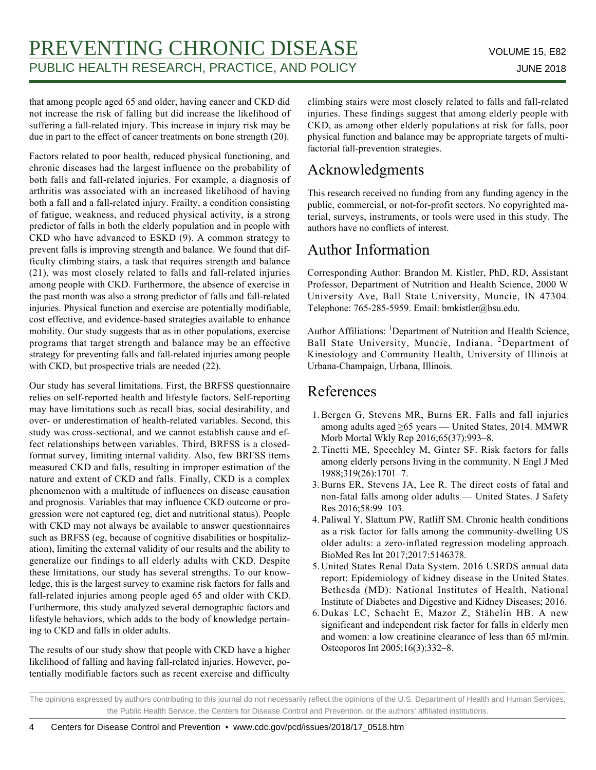that among people aged 65 and older, having cancer and CKD did not increase the risk of falling but did increase the likelihood of suffering a fall-related injury. This increase in injury risk may be due in part to the effect of cancer treatments on bone strength (20).

Factors related to poor health, reduced physical functioning, and chronic diseases had the largest influence on the probability of both falls and fall-related injuries. For example, a diagnosis of arthritis was associated with an increased likelihood of having both a fall and a fall-related injury. Frailty, a condition consisting of fatigue, weakness, and reduced physical activity, is a strong predictor of falls in both the elderly population and in people with CKD who have advanced to ESKD (9). A common strategy to prevent falls is improving strength and balance. We found that difficulty climbing stairs, a task that requires strength and balance (21), was most closely related to falls and fall-related injuries among people with CKD. Furthermore, the absence of exercise in the past month was also a strong predictor of falls and fall-related injuries. Physical function and exercise are potentially modifiable, cost effective, and evidence-based strategies available to enhance mobility. Our study suggests that as in other populations, exercise programs that target strength and balance may be an effective strategy for preventing falls and fall-related injuries among people with CKD, but prospective trials are needed (22).

Our study has several limitations. First, the BRFSS questionnaire relies on self-reported health and lifestyle factors. Self-reporting may have limitations such as recall bias, social desirability, and over- or underestimation of health-related variables. Second, this study was cross-sectional, and we cannot establish cause and effect relationships between variables. Third, BRFSS is a closed-format survey, limiting internal validity. Also, few BRFSS items measured CKD and falls, resulting in improper estimation of the nature and extent of CKD and falls. Finally, CKD is a complex phenomenon with a multitude of influences on disease causation and prognosis. Variables that may influence CKD outcome or progression were not captured (eg, diet and nutritional status). People with CKD may not always be available to answer questionnaires such as BRFSS (eg, because of cognitive disabilities or hospitalization), limiting the external validity of our results and the ability to generalize our findings to all elderly adults with CKD. Despite these limitations, our study has several strengths. To our knowledge, this is the largest survey to examine risk factors for falls and fall-related injuries among people aged 65 and older with CKD. Furthermore, this study analyzed several demographic factors and lifestyle behaviors, which adds to the body of knowledge pertaining to CKD and falls in older adults.

The results of our study show that people with CKD have a higher likelihood of falling and having fall-related injuries. However, potentially modifiable factors such as recent exercise and difficulty climbing stairs were most closely related to falls and fall-related injuries. These findings suggest that among elderly people with CKD, as among other elderly populations at risk for falls, poor physical function and balance may be appropriate targets of multifactorial fall-prevention strategies.

## Acknowledgments

This research received no funding from any funding agency in the public, commercial, or not-for-profit sectors. No copyrighted material, surveys, instruments, or tools were used in this study. The authors have no conflicts of interest.

## Author Information

Corresponding Author: Brandon M. Kistler, PhD, RD, Assistant Professor, Department of Nutrition and Health Science, 2000 W University Ave, Ball State University, Muncie, IN 47304. Telephone: 765-285-5959. Email: bmkistler@bsu.edu.

Author Affiliations: [1]Department of Nutrition and Health Science, Ball State University, Muncie, Indiana. [2]Department of Kinesiology and Community Health, University of Illinois at Urbana-Champaign, Urbana, Illinois.

## References

1. Bergen G, Stevens MR, Burns ER. Falls and fall injuries among adults aged ≥65 years — United States, 2014. MMWR Morb Mortal Wkly Rep 2016;65(37):993–8.
2. Tinetti ME, Speechley M, Ginter SF. Risk factors for falls among elderly persons living in the community. N Engl J Med 1988;319(26):1701–7.
3. Burns ER, Stevens JA, Lee R. The direct costs of fatal and non-fatal falls among older adults — United States. J Safety Res 2016;58:99–103.
4. Paliwal Y, Slattum PW, Ratliff SM. Chronic health conditions as a risk factor for falls among the community-dwelling US older adults: a zero-inflated regression modeling approach. BioMed Res Int 2017;2017:5146378.
5. United States Renal Data System. 2016 USRDS annual data report: Epidemiology of kidney disease in the United States. Bethesda (MD): National Institutes of Health, National Institute of Diabetes and Digestive and Kidney Diseases; 2016.
6. Dukas LC, Schacht E, Mazor Z, Stähelin HB. A new significant and independent risk factor for falls in elderly men and women: a low creatinine clearance of less than 65 ml/min. Osteoporos Int 2005;16(3):332–8.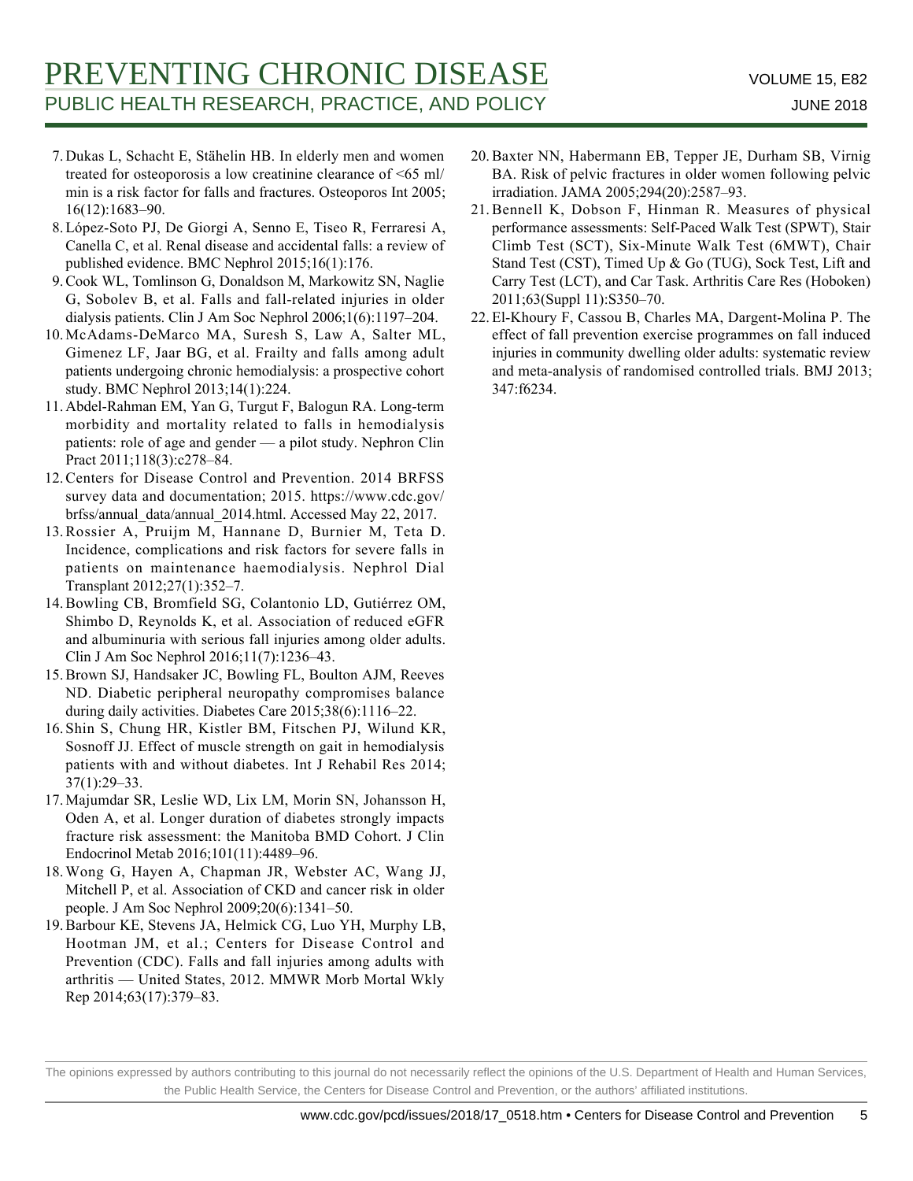7. Dukas L, Schacht E, Stähelin HB. In elderly men and women treated for osteoporosis a low creatinine clearance of <65 ml/min is a risk factor for falls and fractures. Osteoporos Int 2005;16(12):1683–90.
8. López-Soto PJ, De Giorgi A, Senno E, Tiseo R, Ferraresi A, Canella C, et al. Renal disease and accidental falls: a review of published evidence. BMC Nephrol 2015;16(1):176.
9. Cook WL, Tomlinson G, Donaldson M, Markowitz SN, Naglie G, Sobolev B, et al. Falls and fall-related injuries in older dialysis patients. Clin J Am Soc Nephrol 2006;1(6):1197–204.
10. McAdams-DeMarco MA, Suresh S, Law A, Salter ML, Gimenez LF, Jaar BG, et al. Frailty and falls among adult patients undergoing chronic hemodialysis: a prospective cohort study. BMC Nephrol 2013;14(1):224.
11. Abdel-Rahman EM, Yan G, Turgut F, Balogun RA. Long-term morbidity and mortality related to falls in hemodialysis patients: role of age and gender — a pilot study. Nephron Clin Pract 2011;118(3):c278–84.
12. Centers for Disease Control and Prevention. 2014 BRFSS survey data and documentation; 2015. https://www.cdc.gov/brfss/annual_data/annual_2014.html. Accessed May 22, 2017.
13. Rossier A, Pruijm M, Hannane D, Burnier M, Teta D. Incidence, complications and risk factors for severe falls in patients on maintenance haemodialysis. Nephrol Dial Transplant 2012;27(1):352–7.
14. Bowling CB, Bromfield SG, Colantonio LD, Gutiérrez OM, Shimbo D, Reynolds K, et al. Association of reduced eGFR and albuminuria with serious fall injuries among older adults. Clin J Am Soc Nephrol 2016;11(7):1236–43.
15. Brown SJ, Handsaker JC, Bowling FL, Boulton AJM, Reeves ND. Diabetic peripheral neuropathy compromises balance during daily activities. Diabetes Care 2015;38(6):1116–22.
16. Shin S, Chung HR, Kistler BM, Fitschen PJ, Wilund KR, Sosnoff JJ. Effect of muscle strength on gait in hemodialysis patients with and without diabetes. Int J Rehabil Res 2014;37(1):29–33.
17. Majumdar SR, Leslie WD, Lix LM, Morin SN, Johansson H, Oden A, et al. Longer duration of diabetes strongly impacts fracture risk assessment: the Manitoba BMD Cohort. J Clin Endocrinol Metab 2016;101(11):4489–96.
18. Wong G, Hayen A, Chapman JR, Webster AC, Wang JJ, Mitchell P, et al. Association of CKD and cancer risk in older people. J Am Soc Nephrol 2009;20(6):1341–50.
19. Barbour KE, Stevens JA, Helmick CG, Luo YH, Murphy LB, Hootman JM, et al.; Centers for Disease Control and Prevention (CDC). Falls and fall injuries among adults with arthritis — United States, 2012. MMWR Morb Mortal Wkly Rep 2014;63(17):379–83.
20. Baxter NN, Habermann EB, Tepper JE, Durham SB, Virnig BA. Risk of pelvic fractures in older women following pelvic irradiation. JAMA 2005;294(20):2587–93.
21. Bennell K, Dobson F, Hinman R. Measures of physical performance assessments: Self-Paced Walk Test (SPWT), Stair Climb Test (SCT), Six-Minute Walk Test (6MWT), Chair Stand Test (CST), Timed Up & Go (TUG), Sock Test, Lift and Carry Test (LCT), and Car Task. Arthritis Care Res (Hoboken) 2011;63(Suppl 11):S350–70.
22. El-Khoury F, Cassou B, Charles MA, Dargent-Molina P. The effect of fall prevention exercise programmes on fall induced injuries in community dwelling older adults: systematic review and meta-analysis of randomised controlled trials. BMJ 2013;347:f6234.

The opinions expressed by authors contributing to this journal do not necessarily reflect the opinions of the U.S. Department of Health and Human Services, the Public Health Service, the Centers for Disease Control and Prevention, or the authors' affiliated institutions.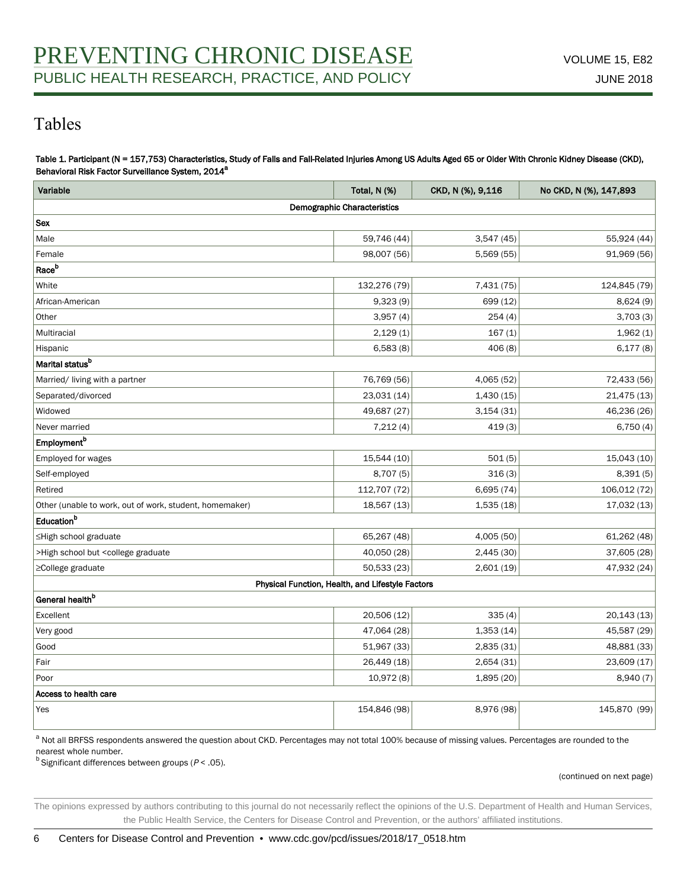## Tables

Table 1. Participant (N = 157,753) Characteristics, Study of Falls and Fall-Related Injuries Among US Adults Aged 65 or Older With Chronic Kidney Disease (CKD), Behavioral Risk Factor Surveillance System, 2014[a]

| Variable | Total, N (%) | CKD, N (%), 9,116 | No CKD, N (%), 147,893 |
|---|---|---|---|
| **Demographic Characteristics** | | | |
| **Sex** | | | |
| Male | 59,746 (44) | 3,547 (45) | 55,924 (44) |
| Female | 98,007 (56) | 5,569 (55) | 91,969 (56) |
| **Race[b]** | | | |
| White | 132,276 (79) | 7,431 (75) | 124,845 (79) |
| African-American | 9,323 (9) | 699 (12) | 8,624 (9) |
| Other | 3,957 (4) | 254 (4) | 3,703 (3) |
| Multiracial | 2,129 (1) | 167 (1) | 1,962 (1) |
| Hispanic | 6,583 (8) | 406 (8) | 6,177 (8) |
| **Marital status[b]** | | | |
| Married/ living with a partner | 76,769 (56) | 4,065 (52) | 72,433 (56) |
| Separated/divorced | 23,031 (14) | 1,430 (15) | 21,475 (13) |
| Widowed | 49,687 (27) | 3,154 (31) | 46,236 (26) |
| Never married | 7,212 (4) | 419 (3) | 6,750 (4) |
| **Employment[b]** | | | |
| Employed for wages | 15,544 (10) | 501 (5) | 15,043 (10) |
| Self-employed | 8,707 (5) | 316 (3) | 8,391 (5) |
| Retired | 112,707 (72) | 6,695 (74) | 106,012 (72) |
| Other (unable to work, out of work, student, homemaker) | 18,567 (13) | 1,535 (18) | 17,032 (13) |
| **Education[b]** | | | |
| ≤High school graduate | 65,267 (48) | 4,005 (50) | 61,262 (48) |
| >High school but <college graduate | 40,050 (28) | 2,445 (30) | 37,605 (28) |
| ≥College graduate | 50,533 (23) | 2,601 (19) | 47,932 (24) |
| **Physical Function, Health, and Lifestyle Factors** | | | |
| **General health[b]** | | | |
| Excellent | 20,506 (12) | 335 (4) | 20,143 (13) |
| Very good | 47,064 (28) | 1,353 (14) | 45,587 (29) |
| Good | 51,967 (33) | 2,835 (31) | 48,881 (33) |
| Fair | 26,449 (18) | 2,654 (31) | 23,609 (17) |
| Poor | 10,972 (8) | 1,895 (20) | 8,940 (7) |
| **Access to health care** | | | |
| Yes | 154,846 (98) | 8,976 (98) | 145,870 (99) |

[a] Not all BRFSS respondents answered the question about CKD. Percentages may not total 100% because of missing values. Percentages are rounded to the nearest whole number.
[b] Significant differences between groups ($P < .05$).

(continued on next page)

The opinions expressed by authors contributing to this journal do not necessarily reflect the opinions of the U.S. Department of Health and Human Services, the Public Health Service, the Centers for Disease Control and Prevention, or the authors' affiliated institutions.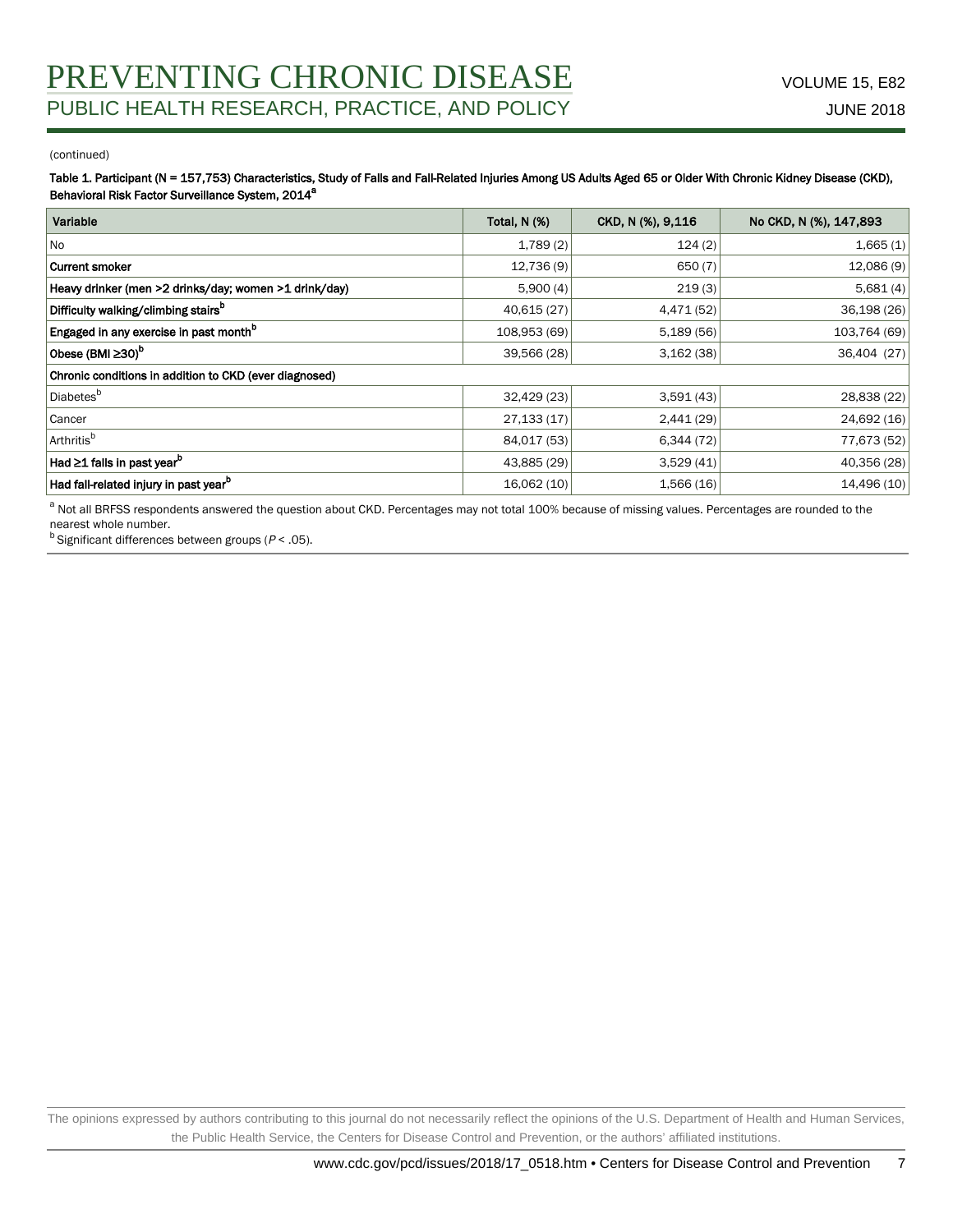(continued)

Table 1. Participant (N = 157,753) Characteristics, Study of Falls and Fall-Related Injuries Among US Adults Aged 65 or Older With Chronic Kidney Disease (CKD), Behavioral Risk Factor Surveillance System, 2014[a]

| Variable | Total, N (%) | CKD, N (%), 9,116 | No CKD, N (%), 147,893 |
|---|---|---|---|
| No | 1,789 (2) | 124 (2) | 1,665 (1) |
| **Current smoker** | 12,736 (9) | 650 (7) | 12,086 (9) |
| **Heavy drinker (men >2 drinks/day; women >1 drink/day)** | 5,900 (4) | 219 (3) | 5,681 (4) |
| **Difficulty walking/climbing stairs[b]** | 40,615 (27) | 4,471 (52) | 36,198 (26) |
| **Engaged in any exercise in past month[b]** | 108,953 (69) | 5,189 (56) | 103,764 (69) |
| **Obese (BMI ≥30)[b]** | 39,566 (28) | 3,162 (38) | 36,404 (27) |
| **Chronic conditions in addition to CKD (ever diagnosed)** | | | |
| Diabetes[b] | 32,429 (23) | 3,591 (43) | 28,838 (22) |
| Cancer | 27,133 (17) | 2,441 (29) | 24,692 (16) |
| Arthritis[b] | 84,017 (53) | 6,344 (72) | 77,673 (52) |
| **Had ≥1 falls in past year[b]** | 43,885 (29) | 3,529 (41) | 40,356 (28) |
| **Had fall-related injury in past year[b]** | 16,062 (10) | 1,566 (16) | 14,496 (10) |

[a] Not all BRFSS respondents answered the question about CKD. Percentages may not total 100% because of missing values. Percentages are rounded to the nearest whole number.
[b] Significant differences between groups ($P < .05$).

The opinions expressed by authors contributing to this journal do not necessarily reflect the opinions of the U.S. Department of Health and Human Services, the Public Health Service, the Centers for Disease Control and Prevention, or the authors' affiliated institutions.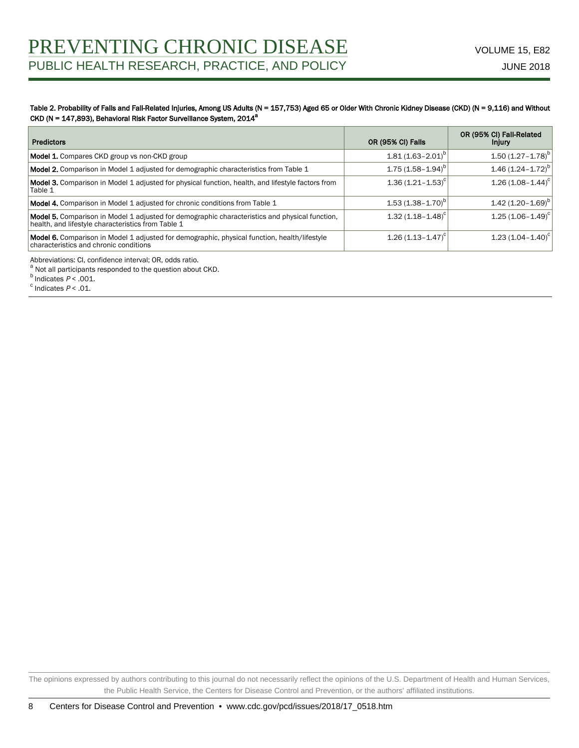Table 2. Probability of Falls and Fall-Related Injuries, Among US Adults (N = 157,753) Aged 65 or Older With Chronic Kidney Disease (CKD) (N = 9,116) and Without CKD (N = 147,893), Behavioral Risk Factor Surveillance System, 2014[a]

| Predictors | OR (95% CI) Falls | OR (95% CI) Fall-Related Injury |
|---|---|---|
| **Model 1.** Compares CKD group vs non-CKD group | 1.81 (1.63–2.01)[b] | 1.50 (1.27–1.78)[b] |
| **Model 2.** Comparison in Model 1 adjusted for demographic characteristics from Table 1 | 1.75 (1.58–1.94)[b] | 1.46 (1.24–1.72)[b] |
| **Model 3.** Comparison in Model 1 adjusted for physical function, health, and lifestyle factors from Table 1 | 1.36 (1.21–1.53)[c] | 1.26 (1.08–1.44)[c] |
| **Model 4.** Comparison in Model 1 adjusted for chronic conditions from Table 1 | 1.53 (1.38–1.70)[b] | 1.42 (1.20–1.69)[b] |
| **Model 5.** Comparison in Model 1 adjusted for demographic characteristics and physical function, health, and lifestyle characteristics from Table 1 | 1.32 (1.18–1.48)[c] | 1.25 (1.06–1.49)[c] |
| **Model 6.** Comparison in Model 1 adjusted for demographic, physical function, health/lifestyle characteristics and chronic conditions | 1.26 (1.13–1.47)[c] | 1.23 (1.04–1.40)[c] |

Abbreviations: CI, confidence interval; OR, odds ratio.

[a] Not all participants responded to the question about CKD.

[b] Indicates $P < .001$.

[c] Indicates $P < .01$.

The opinions expressed by authors contributing to this journal do not necessarily reflect the opinions of the U.S. Department of Health and Human Services, the Public Health Service, the Centers for Disease Control and Prevention, or the authors' affiliated institutions.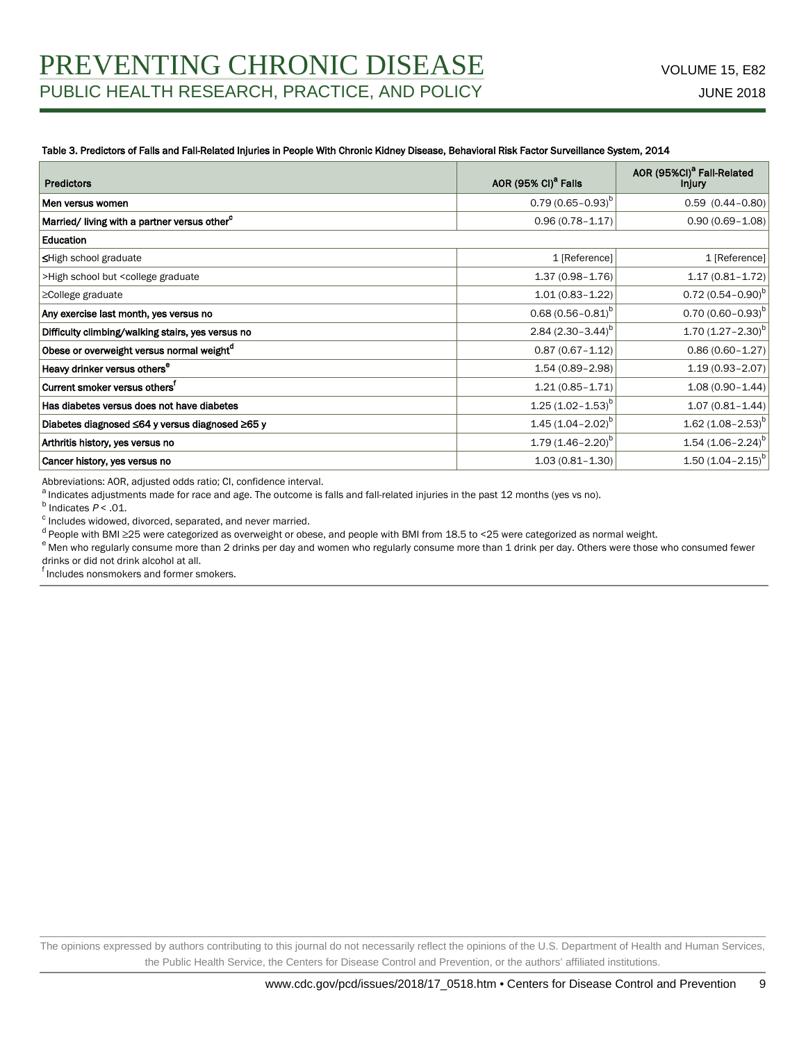Table 3. Predictors of Falls and Fall-Related Injuries in People With Chronic Kidney Disease, Behavioral Risk Factor Surveillance System, 2014

| Predictors | AOR (95% CI)[a] Falls | AOR (95%CI)[a] Fall-Related Injury |
|---|---|---|
| Men versus women | 0.79 (0.65–0.93)[b] | 0.59 (0.44–0.80) |
| Married/ living with a partner versus other[c] | 0.96 (0.78–1.17) | 0.90 (0.69–1.08) |
| Education | | |
| ≤High school graduate | 1 [Reference] | 1 [Reference] |
| >High school but <college graduate | 1.37 (0.98–1.76) | 1.17 (0.81–1.72) |
| ≥College graduate | 1.01 (0.83–1.22) | 0.72 (0.54–0.90)[b] |
| Any exercise last month, yes versus no | 0.68 (0.56–0.81)[b] | 0.70 (0.60–0.93)[b] |
| Difficulty climbing/walking stairs, yes versus no | 2.84 (2.30–3.44)[b] | 1.70 (1.27–2.30)[b] |
| Obese or overweight versus normal weight[d] | 0.87 (0.67–1.12) | 0.86 (0.60–1.27) |
| Heavy drinker versus others[e] | 1.54 (0.89–2.98) | 1.19 (0.93–2.07) |
| Current smoker versus others[f] | 1.21 (0.85–1.71) | 1.08 (0.90–1.44) |
| Has diabetes versus does not have diabetes | 1.25 (1.02–1.53)[b] | 1.07 (0.81–1.44) |
| Diabetes diagnosed ≤64 y versus diagnosed ≥65 y | 1.45 (1.04–2.02)[b] | 1.62 (1.08–2.53)[b] |
| Arthritis history, yes versus no | 1.79 (1.46–2.20)[b] | 1.54 (1.06–2.24)[b] |
| Cancer history, yes versus no | 1.03 (0.81–1.30) | 1.50 (1.04–2.15)[b] |

Abbreviations: AOR, adjusted odds ratio; CI, confidence interval.

[a] Indicates adjustments made for race and age. The outcome is falls and fall-related injuries in the past 12 months (yes vs no).

[b] Indicates $P < .01$.

[c] Includes widowed, divorced, separated, and never married.

[d] People with BMI ≥25 were categorized as overweight or obese, and people with BMI from 18.5 to <25 were categorized as normal weight.

[e] Men who regularly consume more than 2 drinks per day and women who regularly consume more than 1 drink per day. Others were those who consumed fewer drinks or did not drink alcohol at all.

[f] Includes nonsmokers and former smokers.

The opinions expressed by authors contributing to this journal do not necessarily reflect the opinions of the U.S. Department of Health and Human Services, the Public Health Service, the Centers for Disease Control and Prevention, or the authors' affiliated institutions.